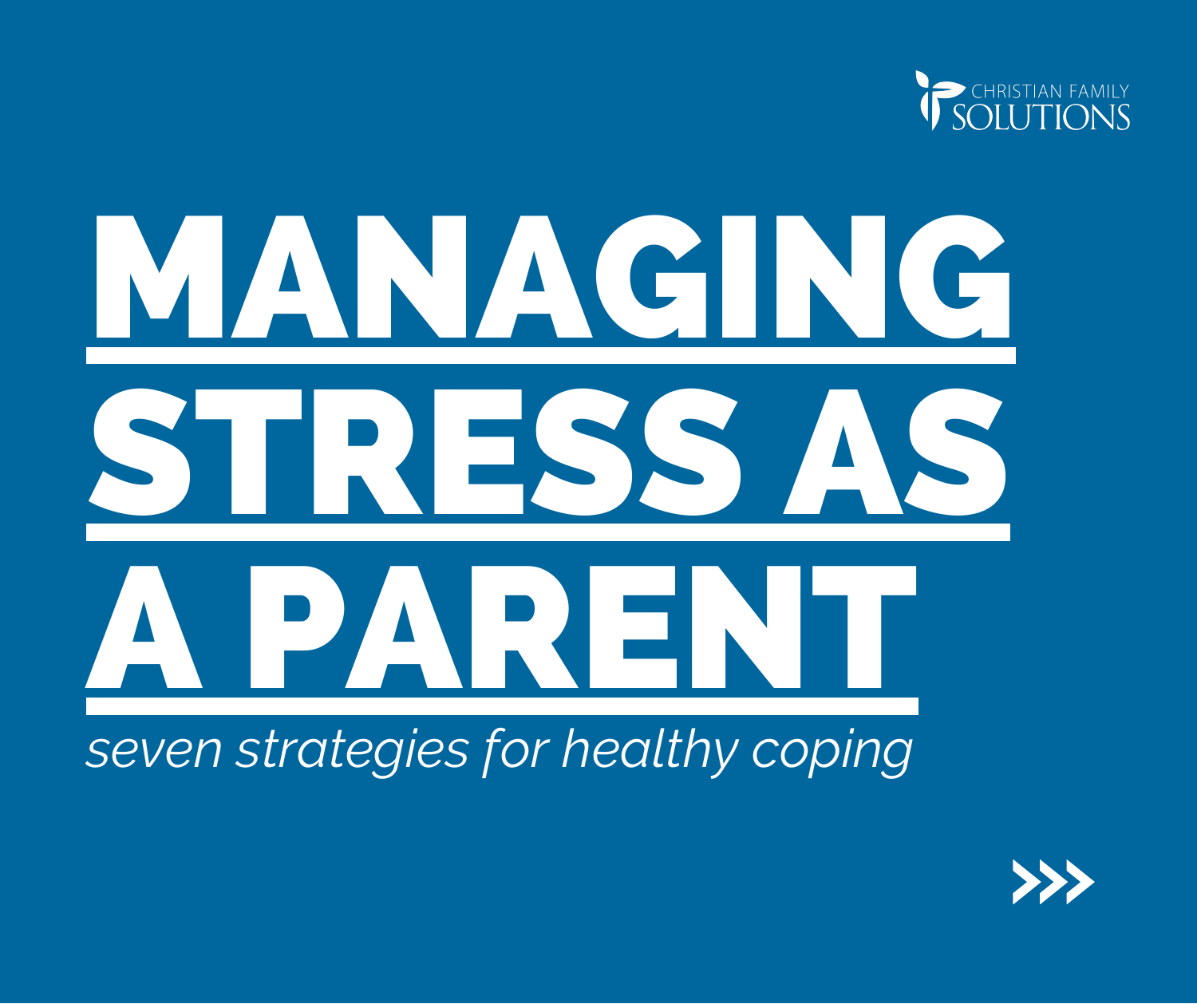CHRISTIAN FAMILY SOLUTIONS

# MANAGING STRESS AS A PARENT

*seven strategies for healthy coping*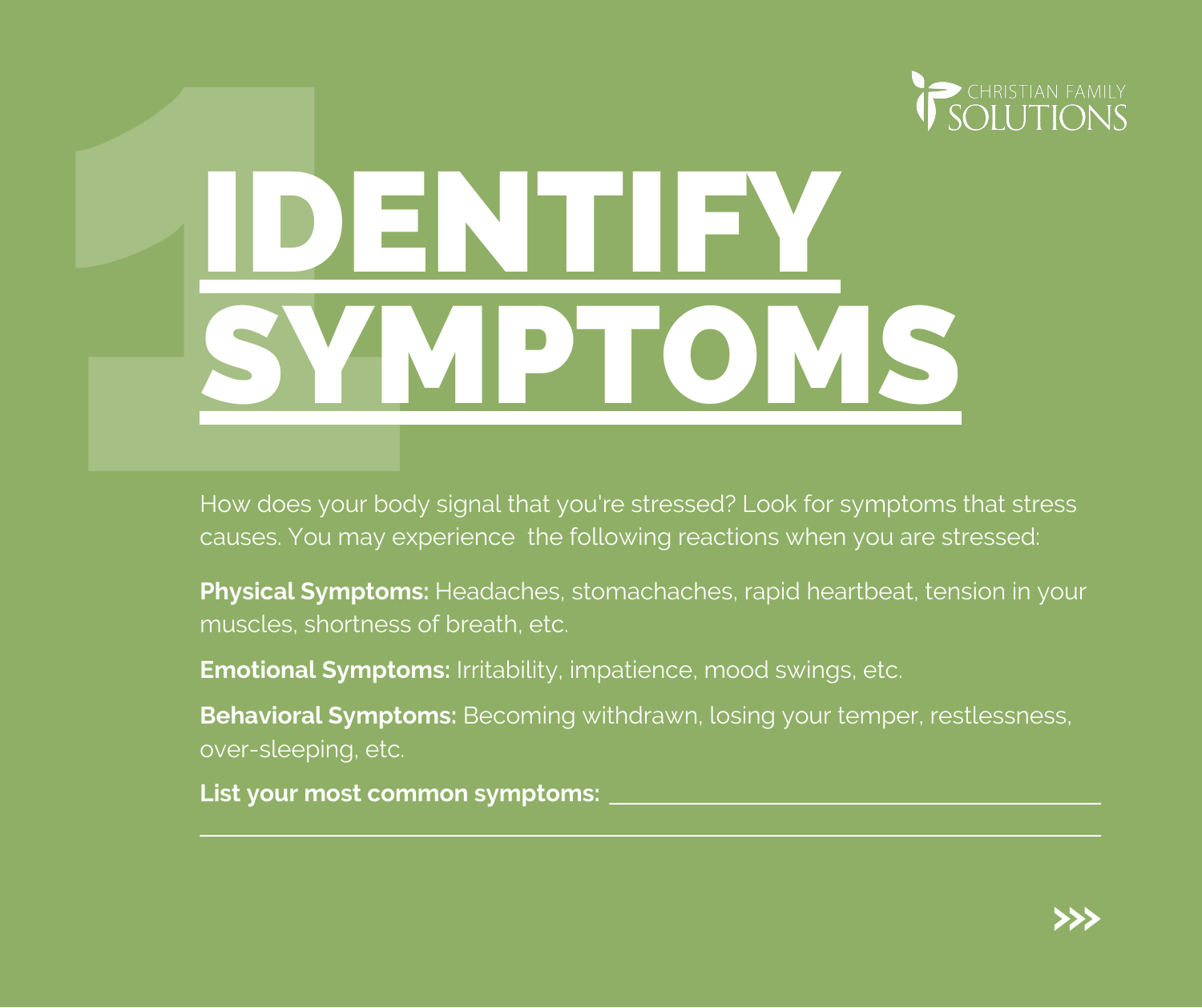CHRISTIAN FAMILY SOLUTIONS

# 1 IDENTIFY SYMPTOMS

How does your body signal that you're stressed? Look for symptoms that stress causes. You may experience  the following reactions when you are stressed:

**Physical Symptoms:** Headaches, stomachaches, rapid heartbeat, tension in your muscles, shortness of breath, etc.

**Emotional Symptoms:** Irritability, impatience, mood swings, etc.

**Behavioral Symptoms:** Becoming withdrawn, losing your temper, restlessness, over-sleeping, etc.

**List your most common symptoms:** ________________________________________

______________________________________________________________________

>>>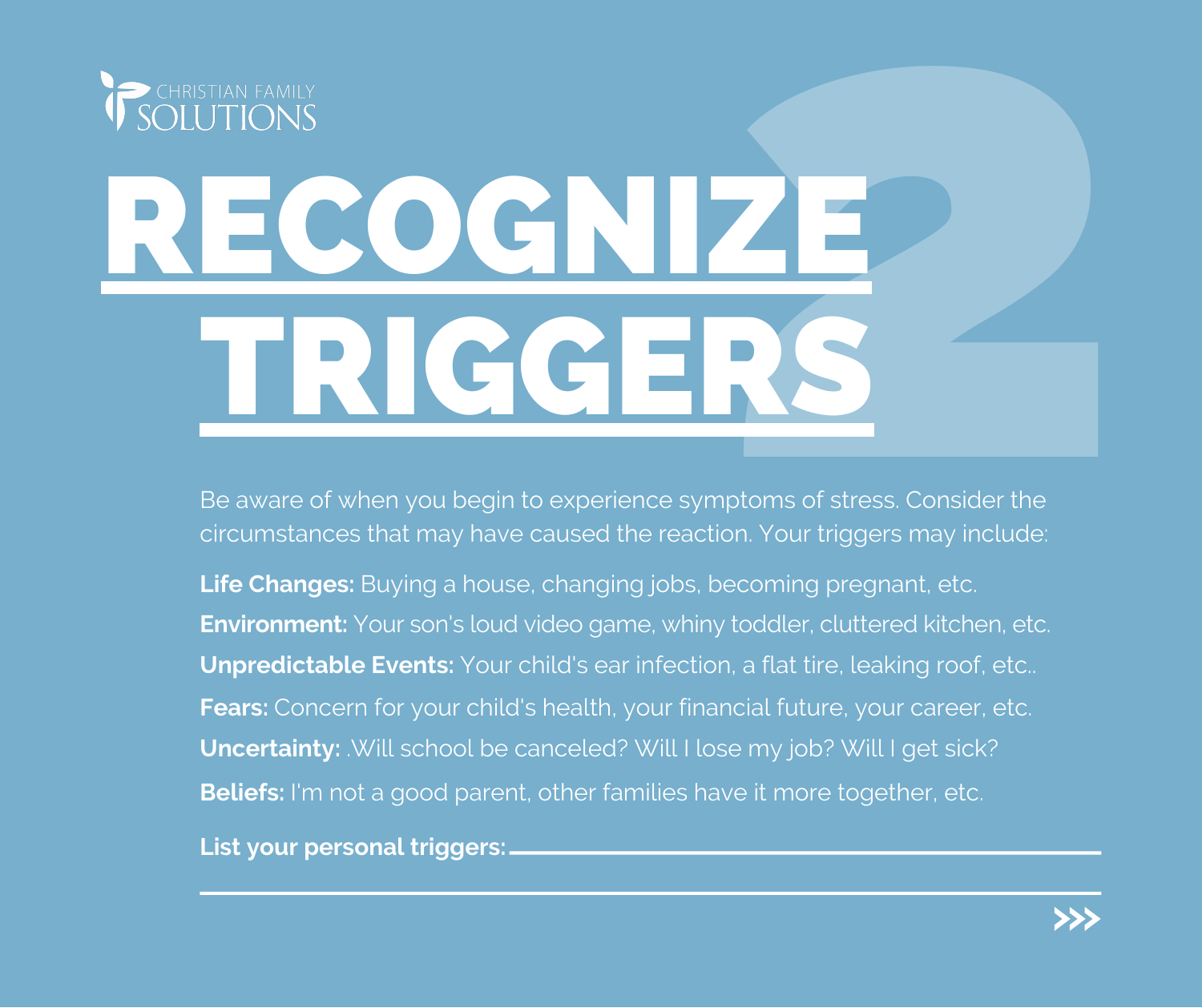# RECOGNIZE TRIGGERS

Be aware of when you begin to experience symptoms of stress. Consider the circumstances that may have caused the reaction. Your triggers may include:

**Life Changes:** Buying a house, changing jobs, becoming pregnant, etc.

**Environment:** Your son's loud video game, whiny toddler, cluttered kitchen, etc.

**Unpredictable Events:** Your child's ear infection, a flat tire, leaking roof, etc..

**Fears:** Concern for your child's health, your financial future, your career, etc.

**Uncertainty:** .Will school be canceled? Will I lose my job? Will I get sick?

**Beliefs:** I'm not a good parent, other families have it more together, etc.

**List your personal triggers:** ______________________________________________

_____________________________________________________________________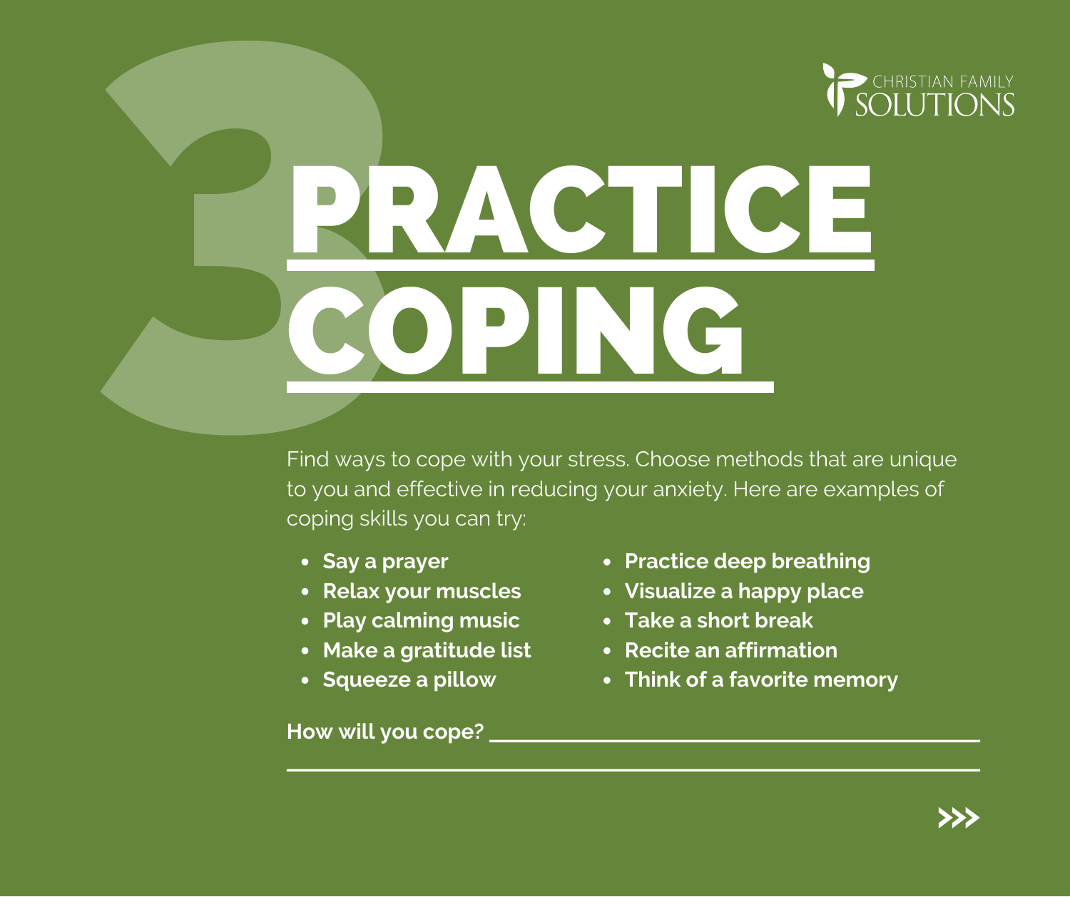CHRISTIAN FAMILY SOLUTIONS

# 3 PRACTICE COPING

Find ways to cope with your stress. Choose methods that are unique to you and effective in reducing your anxiety. Here are examples of coping skills you can try:

- **Say a prayer**
- **Relax your muscles**
- **Play calming music**
- **Make a gratitude list**
- **Squeeze a pillow**
- **Practice deep breathing**
- **Visualize a happy place**
- **Take a short break**
- **Recite an affirmation**
- **Think of a favorite memory**

**How will you cope?** ____________________________________________

______________________________________________________________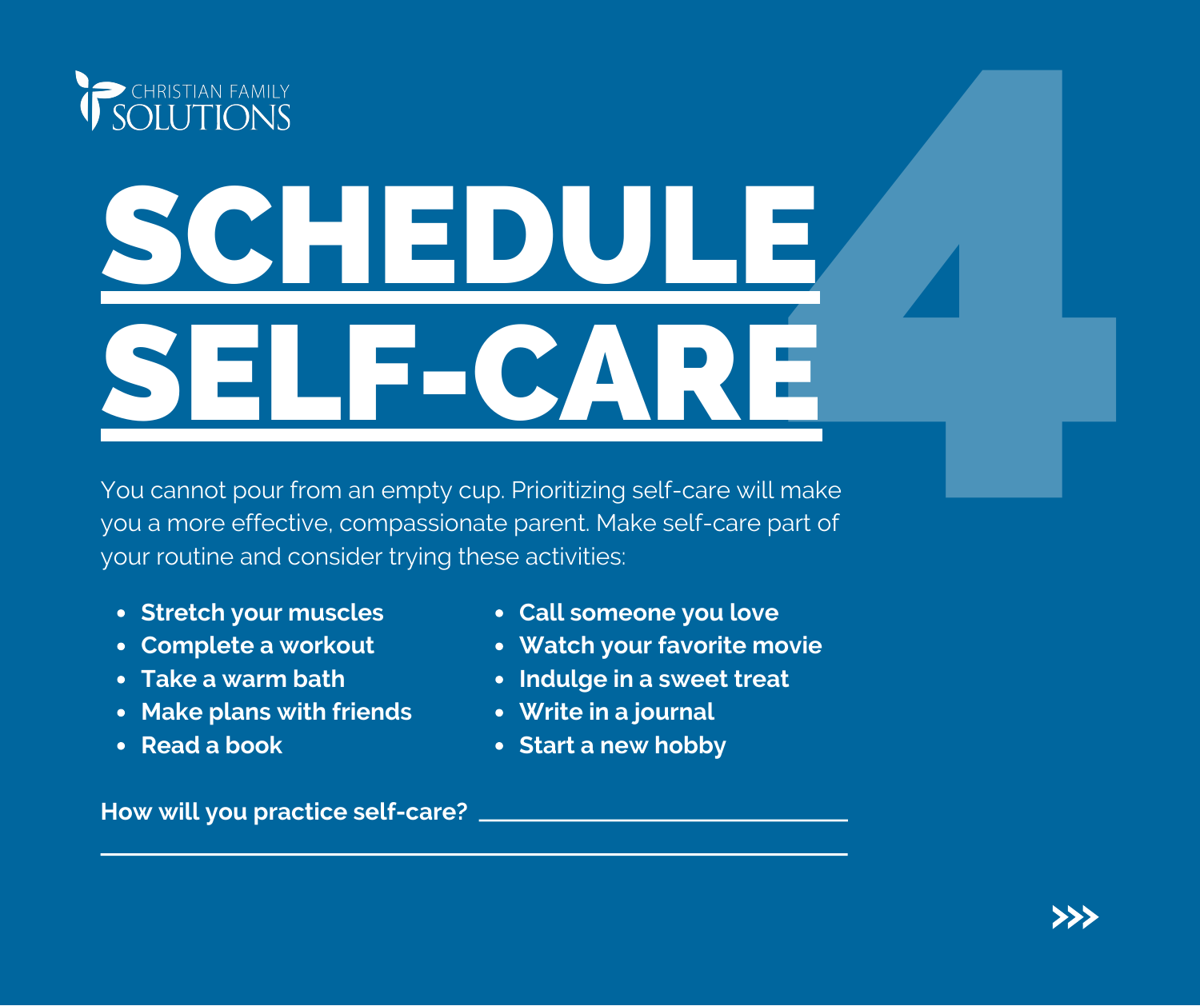CHRISTIAN FAMILY SOLUTIONS

# SCHEDULE SELF-CARE

4

You cannot pour from an empty cup. Prioritizing self-care will make you a more effective, compassionate parent. Make self-care part of your routine and consider trying these activities:

- **Stretch your muscles**
- **Complete a workout**
- **Take a warm bath**
- **Make plans with friends**
- **Read a book**
- **Call someone you love**
- **Watch your favorite movie**
- **Indulge in a sweet treat**
- **Write in a journal**
- **Start a new hobby**

**How will you practice self-care?** ______________________________

__________________________________________________________

>>>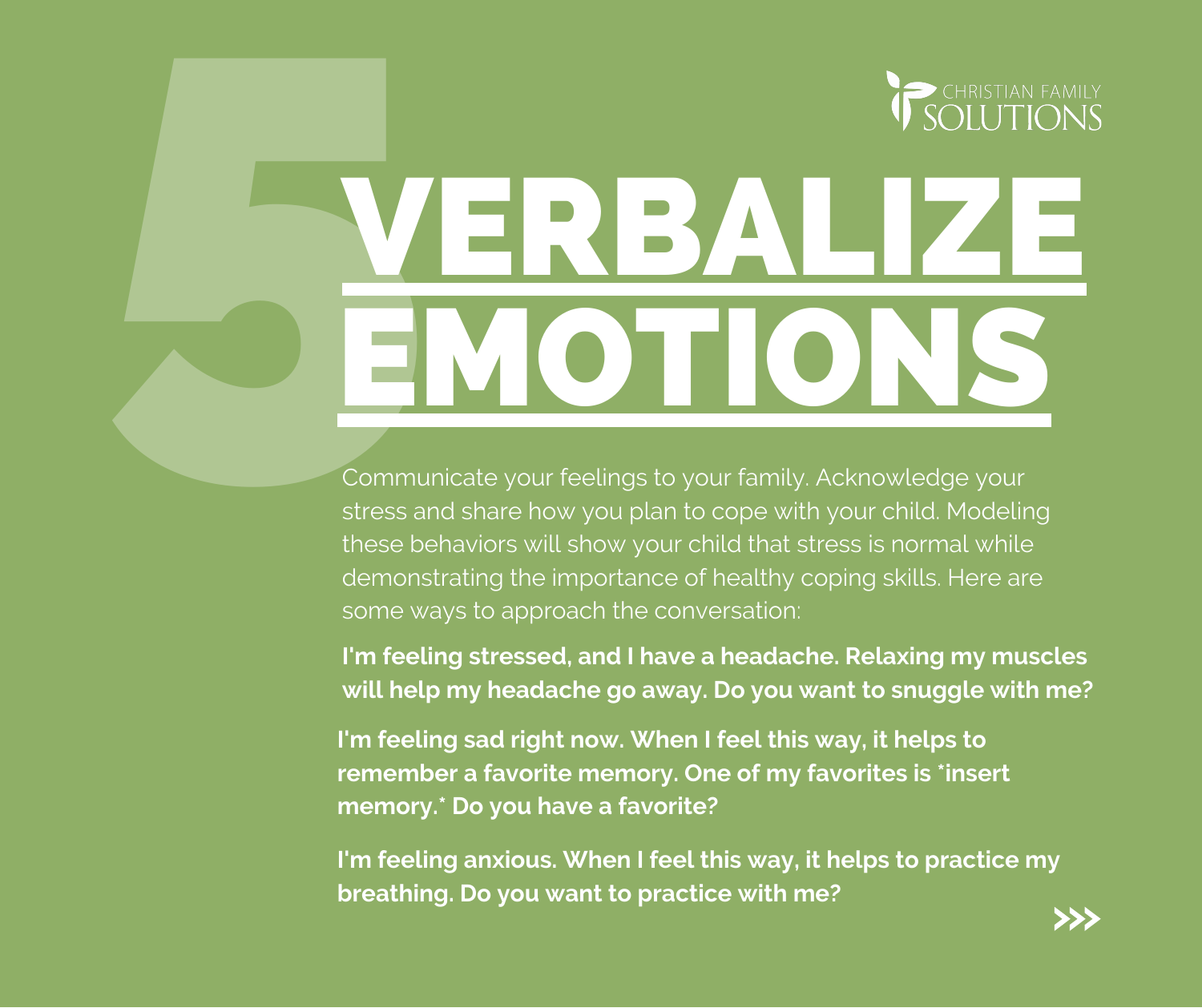# 5 VERBALIZE EMOTIONS

Communicate your feelings to your family. Acknowledge your stress and share how you plan to cope with your child. Modeling these behaviors will show your child that stress is normal while demonstrating the importance of healthy coping skills. Here are some ways to approach the conversation:

**I'm feeling stressed, and I have a headache. Relaxing my muscles will help my headache go away. Do you want to snuggle with me?**

**I'm feeling sad right now. When I feel this way, it helps to remember a favorite memory. One of my favorites is *insert memory.* Do you have a favorite?**

**I'm feeling anxious. When I feel this way, it helps to practice my breathing. Do you want to practice with me?**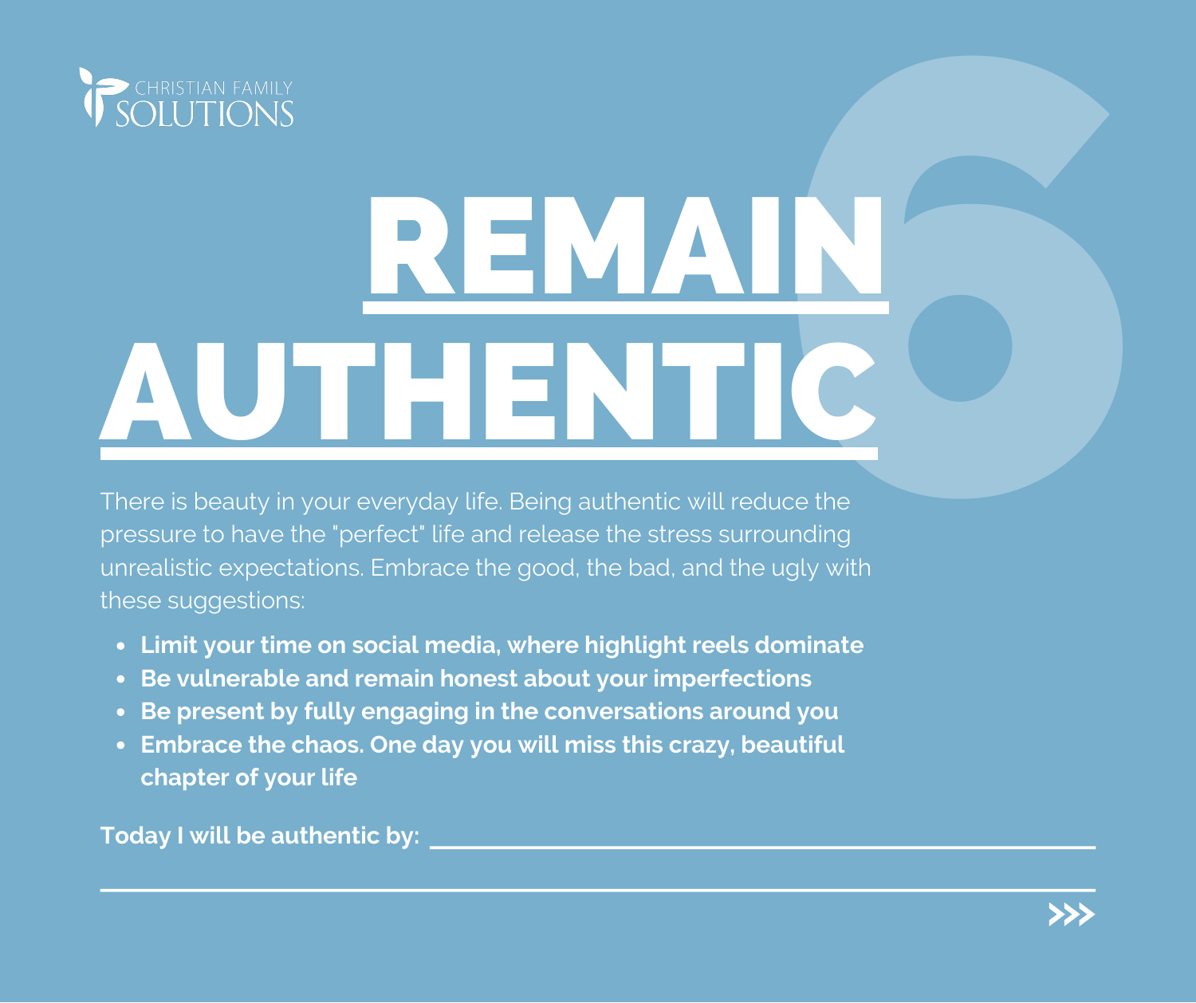CHRISTIAN FAMILY SOLUTIONS

# REMAIN AUTHENTIC

6

There is beauty in your everyday life. Being authentic will reduce the pressure to have the "perfect" life and release the stress surrounding unrealistic expectations. Embrace the good, the bad, and the ugly with these suggestions:

- **Limit your time on social media, where highlight reels dominate**
- **Be vulnerable and remain honest about your imperfections**
- **Be present by fully engaging in the conversations around you**
- **Embrace the chaos. One day you will miss this crazy, beautiful chapter of your life**

**Today I will be authentic by:** ________________________________________

________________________________________________________________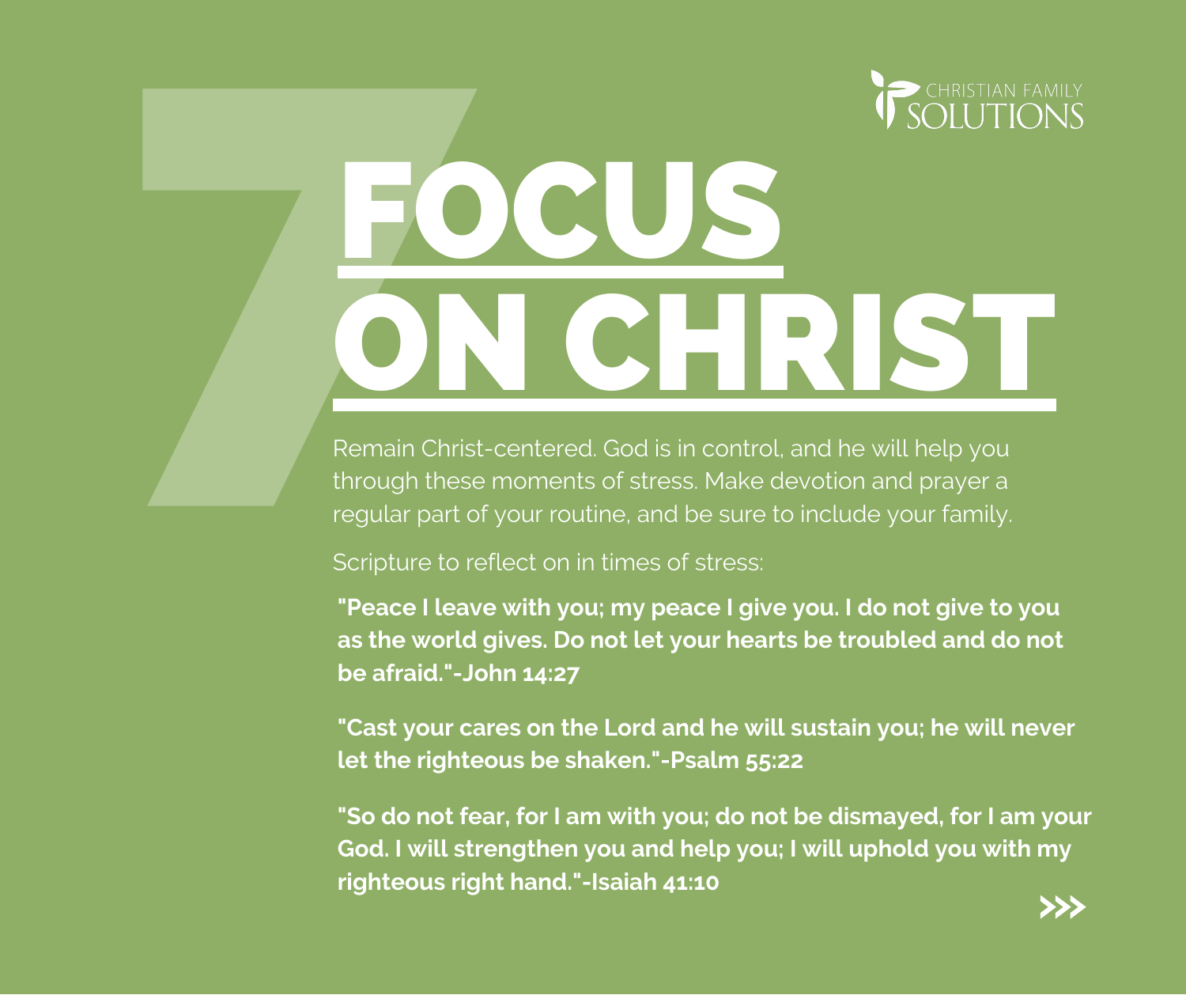CHRISTIAN FAMILY SOLUTIONS

# 7 FOCUS ON CHRIST

Remain Christ-centered. God is in control, and he will help you through these moments of stress. Make devotion and prayer a regular part of your routine, and be sure to include your family.

Scripture to reflect on in times of stress:

**"Peace I leave with you; my peace I give you. I do not give to you as the world gives. Do not let your hearts be troubled and do not be afraid."-John 14:27**

**"Cast your cares on the Lord and he will sustain you; he will never let the righteous be shaken."-Psalm 55:22**

**"So do not fear, for I am with you; do not be dismayed, for I am your God. I will strengthen you and help you; I will uphold you with my righteous right hand."-Isaiah 41:10**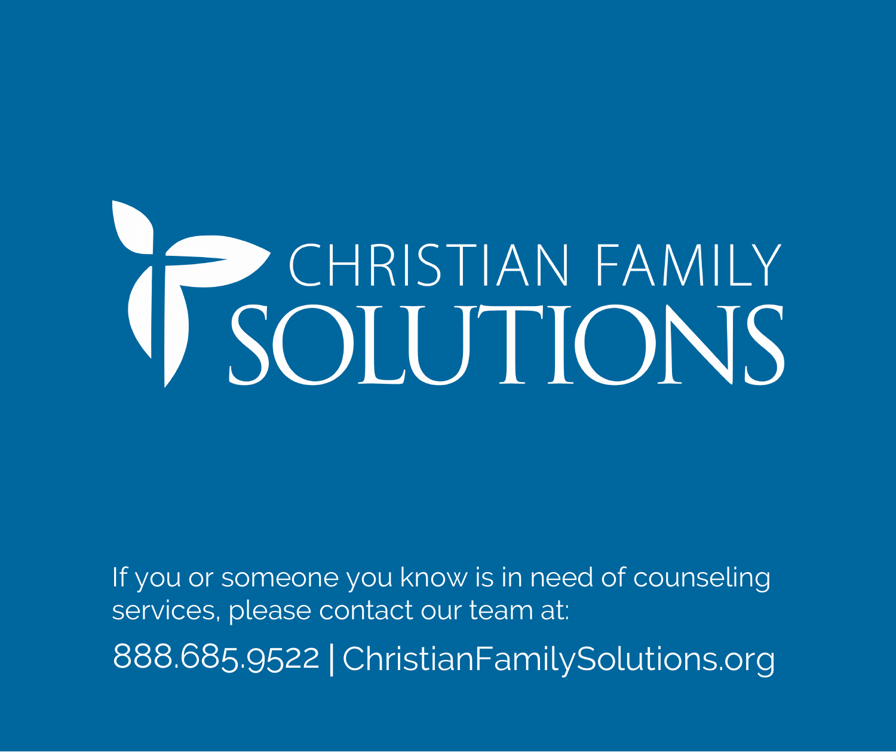CHRISTIAN FAMILY SOLUTIONS

If you or someone you know is in need of counseling services, please contact our team at:

888.685.9522 | ChristianFamilySolutions.org